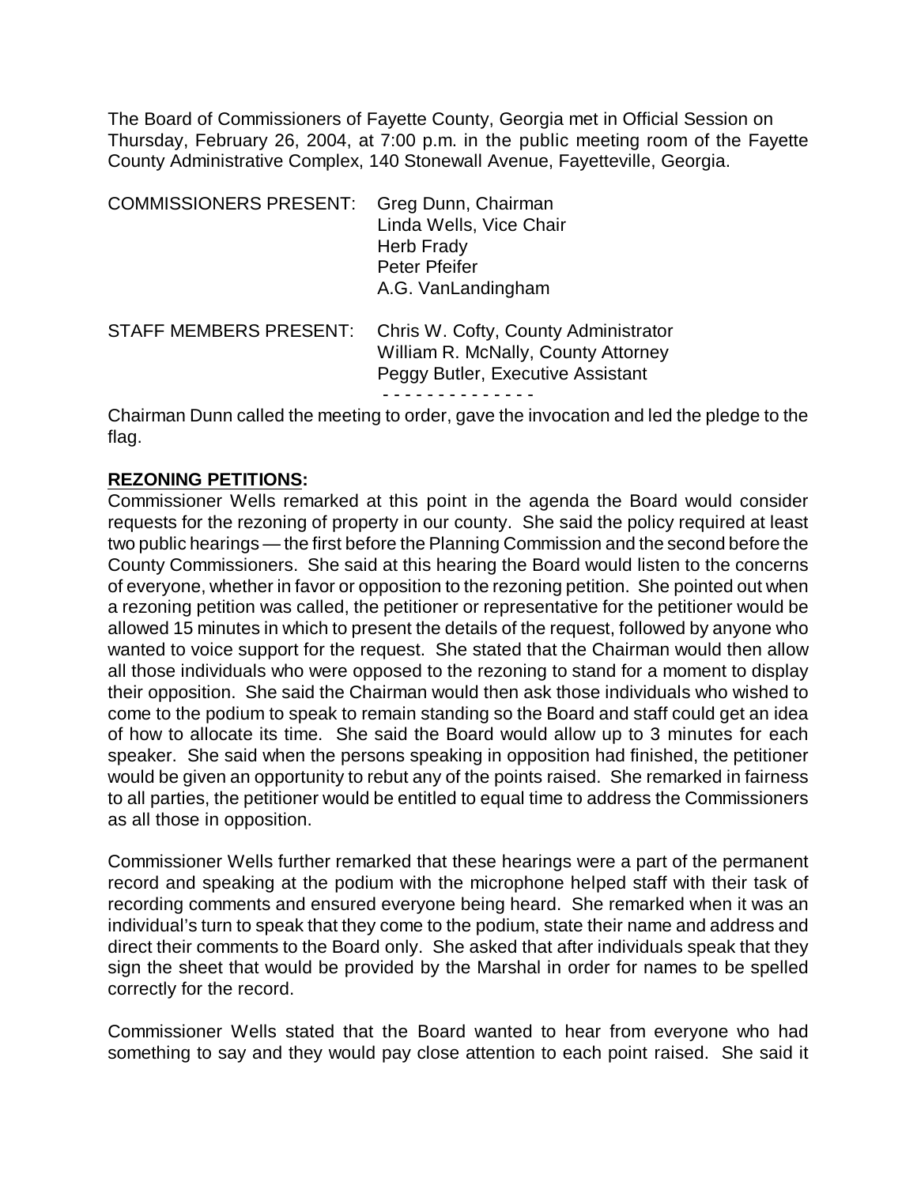The Board of Commissioners of Fayette County, Georgia met in Official Session on Thursday, February 26, 2004, at 7:00 p.m. in the public meeting room of the Fayette County Administrative Complex, 140 Stonewall Avenue, Fayetteville, Georgia.

COMMISSIONERS PRESENT: Greg Dunn, Chairman
Linda Wells, Vice Chair
Herb Frady
Peter Pfeifer
A.G. VanLandingham

STAFF MEMBERS PRESENT: Chris W. Cofty, County Administrator
William R. McNally, County Attorney
Peggy Butler, Executive Assistant

\- - - - - - - - - - - - - -

Chairman Dunn called the meeting to order, gave the invocation and led the pledge to the flag.

**REZONING PETITIONS:**

Commissioner Wells remarked at this point in the agenda the Board would consider requests for the rezoning of property in our county. She said the policy required at least two public hearings — the first before the Planning Commission and the second before the County Commissioners. She said at this hearing the Board would listen to the concerns of everyone, whether in favor or opposition to the rezoning petition. She pointed out when a rezoning petition was called, the petitioner or representative for the petitioner would be allowed 15 minutes in which to present the details of the request, followed by anyone who wanted to voice support for the request. She stated that the Chairman would then allow all those individuals who were opposed to the rezoning to stand for a moment to display their opposition. She said the Chairman would then ask those individuals who wished to come to the podium to speak to remain standing so the Board and staff could get an idea of how to allocate its time. She said the Board would allow up to 3 minutes for each speaker. She said when the persons speaking in opposition had finished, the petitioner would be given an opportunity to rebut any of the points raised. She remarked in fairness to all parties, the petitioner would be entitled to equal time to address the Commissioners as all those in opposition.

Commissioner Wells further remarked that these hearings were a part of the permanent record and speaking at the podium with the microphone helped staff with their task of recording comments and ensured everyone being heard. She remarked when it was an individual's turn to speak that they come to the podium, state their name and address and direct their comments to the Board only. She asked that after individuals speak that they sign the sheet that would be provided by the Marshal in order for names to be spelled correctly for the record.

Commissioner Wells stated that the Board wanted to hear from everyone who had something to say and they would pay close attention to each point raised. She said it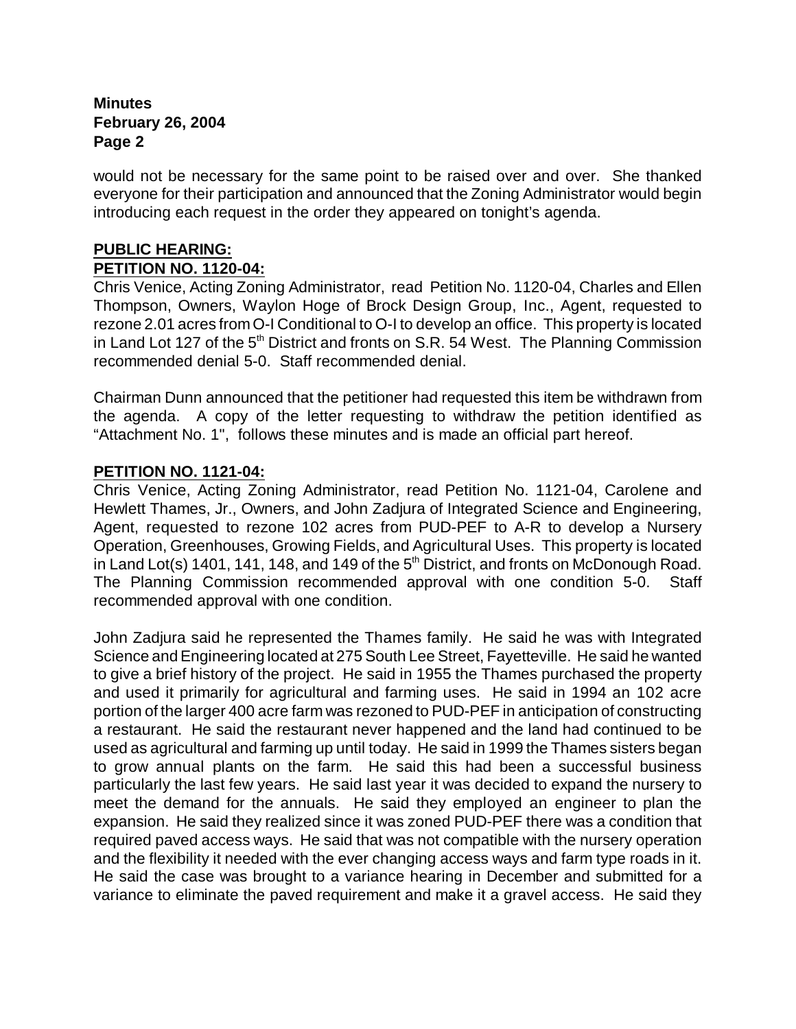would not be necessary for the same point to be raised over and over. She thanked everyone for their participation and announced that the Zoning Administrator would begin introducing each request in the order they appeared on tonight's agenda.

**PUBLIC HEARING:**

**PETITION NO. 1120-04:**

Chris Venice, Acting Zoning Administrator, read Petition No. 1120-04, Charles and Ellen Thompson, Owners, Waylon Hoge of Brock Design Group, Inc., Agent, requested to rezone 2.01 acres from O-I Conditional to O-I to develop an office. This property is located in Land Lot 127 of the 5th District and fronts on S.R. 54 West. The Planning Commission recommended denial 5-0. Staff recommended denial.

Chairman Dunn announced that the petitioner had requested this item be withdrawn from the agenda. A copy of the letter requesting to withdraw the petition identified as "Attachment No. 1", follows these minutes and is made an official part hereof.

**PETITION NO. 1121-04:**

Chris Venice, Acting Zoning Administrator, read Petition No. 1121-04, Carolene and Hewlett Thames, Jr., Owners, and John Zadjura of Integrated Science and Engineering, Agent, requested to rezone 102 acres from PUD-PEF to A-R to develop a Nursery Operation, Greenhouses, Growing Fields, and Agricultural Uses. This property is located in Land Lot(s) 1401, 141, 148, and 149 of the 5th District, and fronts on McDonough Road. The Planning Commission recommended approval with one condition 5-0. Staff recommended approval with one condition.

John Zadjura said he represented the Thames family. He said he was with Integrated Science and Engineering located at 275 South Lee Street, Fayetteville. He said he wanted to give a brief history of the project. He said in 1955 the Thames purchased the property and used it primarily for agricultural and farming uses. He said in 1994 an 102 acre portion of the larger 400 acre farm was rezoned to PUD-PEF in anticipation of constructing a restaurant. He said the restaurant never happened and the land had continued to be used as agricultural and farming up until today. He said in 1999 the Thames sisters began to grow annual plants on the farm. He said this had been a successful business particularly the last few years. He said last year it was decided to expand the nursery to meet the demand for the annuals. He said they employed an engineer to plan the expansion. He said they realized since it was zoned PUD-PEF there was a condition that required paved access ways. He said that was not compatible with the nursery operation and the flexibility it needed with the ever changing access ways and farm type roads in it. He said the case was brought to a variance hearing in December and submitted for a variance to eliminate the paved requirement and make it a gravel access. He said they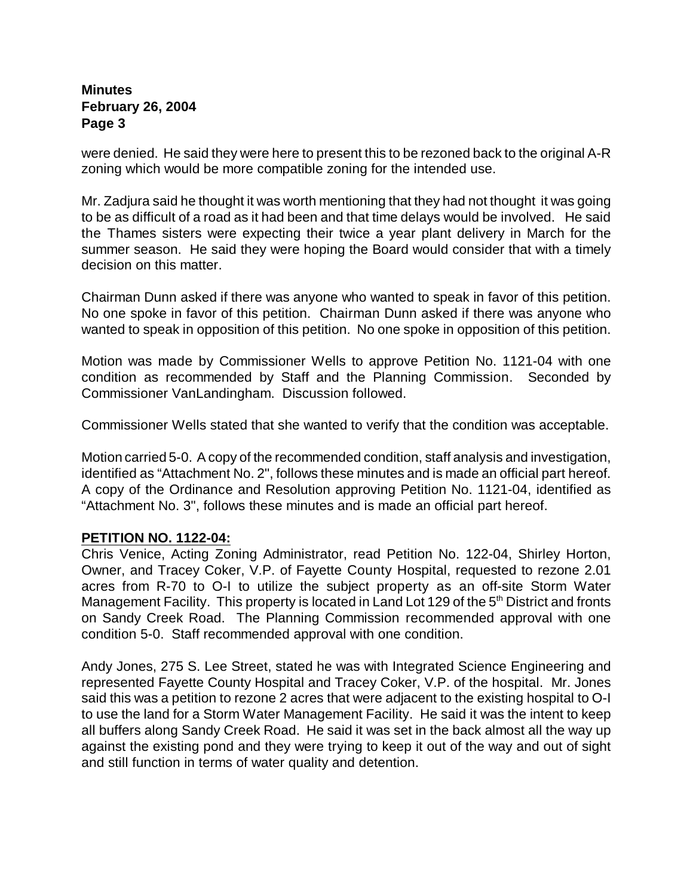were denied. He said they were here to present this to be rezoned back to the original A-R zoning which would be more compatible zoning for the intended use.

Mr. Zadjura said he thought it was worth mentioning that they had not thought it was going to be as difficult of a road as it had been and that time delays would be involved. He said the Thames sisters were expecting their twice a year plant delivery in March for the summer season. He said they were hoping the Board would consider that with a timely decision on this matter.

Chairman Dunn asked if there was anyone who wanted to speak in favor of this petition. No one spoke in favor of this petition. Chairman Dunn asked if there was anyone who wanted to speak in opposition of this petition. No one spoke in opposition of this petition.

Motion was made by Commissioner Wells to approve Petition No. 1121-04 with one condition as recommended by Staff and the Planning Commission. Seconded by Commissioner VanLandingham. Discussion followed.

Commissioner Wells stated that she wanted to verify that the condition was acceptable.

Motion carried 5-0. A copy of the recommended condition, staff analysis and investigation, identified as "Attachment No. 2", follows these minutes and is made an official part hereof. A copy of the Ordinance and Resolution approving Petition No. 1121-04, identified as "Attachment No. 3", follows these minutes and is made an official part hereof.

**PETITION NO. 1122-04:**

Chris Venice, Acting Zoning Administrator, read Petition No. 122-04, Shirley Horton, Owner, and Tracey Coker, V.P. of Fayette County Hospital, requested to rezone 2.01 acres from R-70 to O-I to utilize the subject property as an off-site Storm Water Management Facility. This property is located in Land Lot 129 of the 5th District and fronts on Sandy Creek Road. The Planning Commission recommended approval with one condition 5-0. Staff recommended approval with one condition.

Andy Jones, 275 S. Lee Street, stated he was with Integrated Science Engineering and represented Fayette County Hospital and Tracey Coker, V.P. of the hospital. Mr. Jones said this was a petition to rezone 2 acres that were adjacent to the existing hospital to O-I to use the land for a Storm Water Management Facility. He said it was the intent to keep all buffers along Sandy Creek Road. He said it was set in the back almost all the way up against the existing pond and they were trying to keep it out of the way and out of sight and still function in terms of water quality and detention.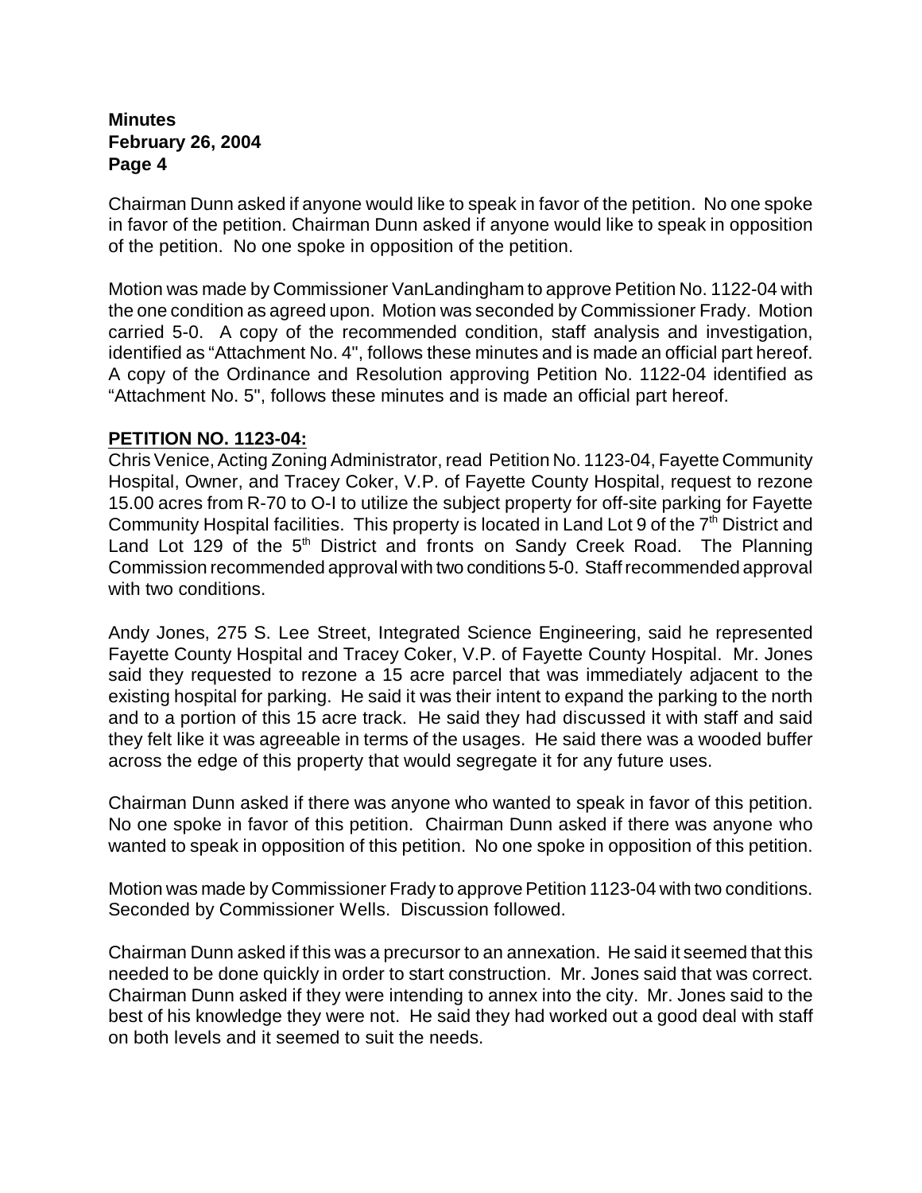Chairman Dunn asked if anyone would like to speak in favor of the petition. No one spoke in favor of the petition. Chairman Dunn asked if anyone would like to speak in opposition of the petition. No one spoke in opposition of the petition.

Motion was made by Commissioner VanLandingham to approve Petition No. 1122-04 with the one condition as agreed upon. Motion was seconded by Commissioner Frady. Motion carried 5-0. A copy of the recommended condition, staff analysis and investigation, identified as "Attachment No. 4", follows these minutes and is made an official part hereof. A copy of the Ordinance and Resolution approving Petition No. 1122-04 identified as "Attachment No. 5", follows these minutes and is made an official part hereof.

**PETITION NO. 1123-04:**

Chris Venice, Acting Zoning Administrator, read Petition No. 1123-04, Fayette Community Hospital, Owner, and Tracey Coker, V.P. of Fayette County Hospital, request to rezone 15.00 acres from R-70 to O-I to utilize the subject property for off-site parking for Fayette Community Hospital facilities. This property is located in Land Lot 9 of the 7th District and Land Lot 129 of the 5th District and fronts on Sandy Creek Road. The Planning Commission recommended approval with two conditions 5-0. Staff recommended approval with two conditions.

Andy Jones, 275 S. Lee Street, Integrated Science Engineering, said he represented Fayette County Hospital and Tracey Coker, V.P. of Fayette County Hospital. Mr. Jones said they requested to rezone a 15 acre parcel that was immediately adjacent to the existing hospital for parking. He said it was their intent to expand the parking to the north and to a portion of this 15 acre track. He said they had discussed it with staff and said they felt like it was agreeable in terms of the usages. He said there was a wooded buffer across the edge of this property that would segregate it for any future uses.

Chairman Dunn asked if there was anyone who wanted to speak in favor of this petition. No one spoke in favor of this petition. Chairman Dunn asked if there was anyone who wanted to speak in opposition of this petition. No one spoke in opposition of this petition.

Motion was made by Commissioner Frady to approve Petition 1123-04 with two conditions. Seconded by Commissioner Wells. Discussion followed.

Chairman Dunn asked if this was a precursor to an annexation. He said it seemed that this needed to be done quickly in order to start construction. Mr. Jones said that was correct. Chairman Dunn asked if they were intending to annex into the city. Mr. Jones said to the best of his knowledge they were not. He said they had worked out a good deal with staff on both levels and it seemed to suit the needs.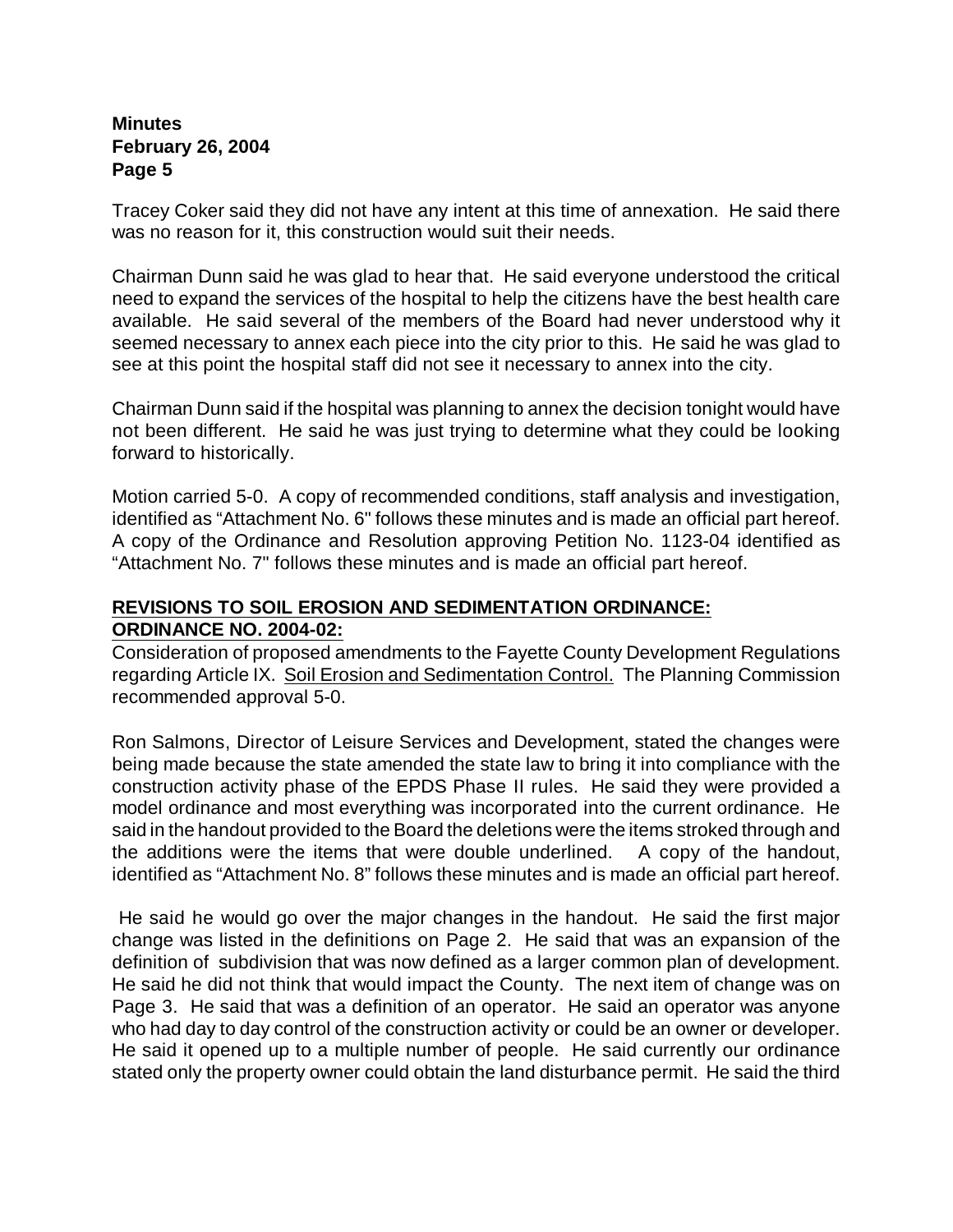Tracey Coker said they did not have any intent at this time of annexation. He said there was no reason for it, this construction would suit their needs.

Chairman Dunn said he was glad to hear that. He said everyone understood the critical need to expand the services of the hospital to help the citizens have the best health care available. He said several of the members of the Board had never understood why it seemed necessary to annex each piece into the city prior to this. He said he was glad to see at this point the hospital staff did not see it necessary to annex into the city.

Chairman Dunn said if the hospital was planning to annex the decision tonight would have not been different. He said he was just trying to determine what they could be looking forward to historically.

Motion carried 5-0. A copy of recommended conditions, staff analysis and investigation, identified as "Attachment No. 6" follows these minutes and is made an official part hereof. A copy of the Ordinance and Resolution approving Petition No. 1123-04 identified as "Attachment No. 7" follows these minutes and is made an official part hereof.

**REVISIONS TO SOIL EROSION AND SEDIMENTATION ORDINANCE:**
**ORDINANCE NO. 2004-02:**

Consideration of proposed amendments to the Fayette County Development Regulations regarding Article IX. Soil Erosion and Sedimentation Control. The Planning Commission recommended approval 5-0.

Ron Salmons, Director of Leisure Services and Development, stated the changes were being made because the state amended the state law to bring it into compliance with the construction activity phase of the EPDS Phase II rules. He said they were provided a model ordinance and most everything was incorporated into the current ordinance. He said in the handout provided to the Board the deletions were the items stroked through and the additions were the items that were double underlined. A copy of the handout, identified as "Attachment No. 8" follows these minutes and is made an official part hereof.

He said he would go over the major changes in the handout. He said the first major change was listed in the definitions on Page 2. He said that was an expansion of the definition of subdivision that was now defined as a larger common plan of development. He said he did not think that would impact the County. The next item of change was on Page 3. He said that was a definition of an operator. He said an operator was anyone who had day to day control of the construction activity or could be an owner or developer. He said it opened up to a multiple number of people. He said currently our ordinance stated only the property owner could obtain the land disturbance permit. He said the third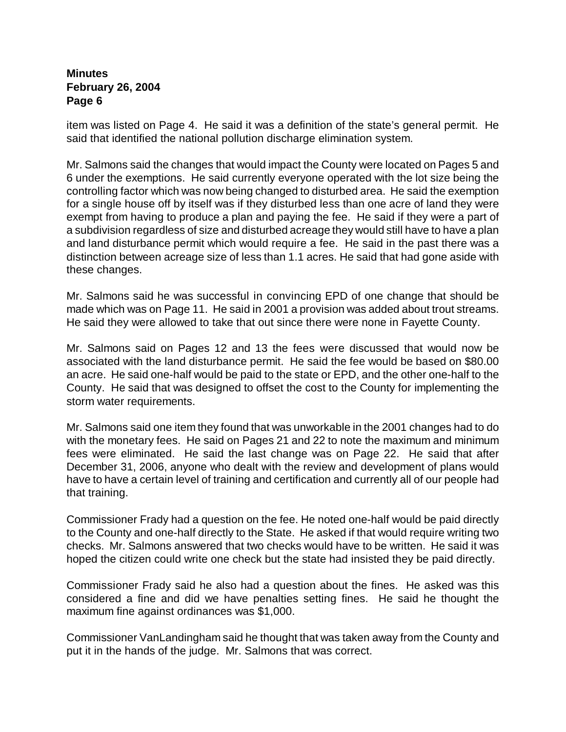item was listed on Page 4. He said it was a definition of the state's general permit. He said that identified the national pollution discharge elimination system.

Mr. Salmons said the changes that would impact the County were located on Pages 5 and 6 under the exemptions. He said currently everyone operated with the lot size being the controlling factor which was now being changed to disturbed area. He said the exemption for a single house off by itself was if they disturbed less than one acre of land they were exempt from having to produce a plan and paying the fee. He said if they were a part of a subdivision regardless of size and disturbed acreage they would still have to have a plan and land disturbance permit which would require a fee. He said in the past there was a distinction between acreage size of less than 1.1 acres. He said that had gone aside with these changes.

Mr. Salmons said he was successful in convincing EPD of one change that should be made which was on Page 11. He said in 2001 a provision was added about trout streams. He said they were allowed to take that out since there were none in Fayette County.

Mr. Salmons said on Pages 12 and 13 the fees were discussed that would now be associated with the land disturbance permit. He said the fee would be based on $80.00 an acre. He said one-half would be paid to the state or EPD, and the other one-half to the County. He said that was designed to offset the cost to the County for implementing the storm water requirements.

Mr. Salmons said one item they found that was unworkable in the 2001 changes had to do with the monetary fees. He said on Pages 21 and 22 to note the maximum and minimum fees were eliminated. He said the last change was on Page 22. He said that after December 31, 2006, anyone who dealt with the review and development of plans would have to have a certain level of training and certification and currently all of our people had that training.

Commissioner Frady had a question on the fee. He noted one-half would be paid directly to the County and one-half directly to the State. He asked if that would require writing two checks. Mr. Salmons answered that two checks would have to be written. He said it was hoped the citizen could write one check but the state had insisted they be paid directly.

Commissioner Frady said he also had a question about the fines. He asked was this considered a fine and did we have penalties setting fines. He said he thought the maximum fine against ordinances was $1,000.

Commissioner VanLandingham said he thought that was taken away from the County and put it in the hands of the judge. Mr. Salmons that was correct.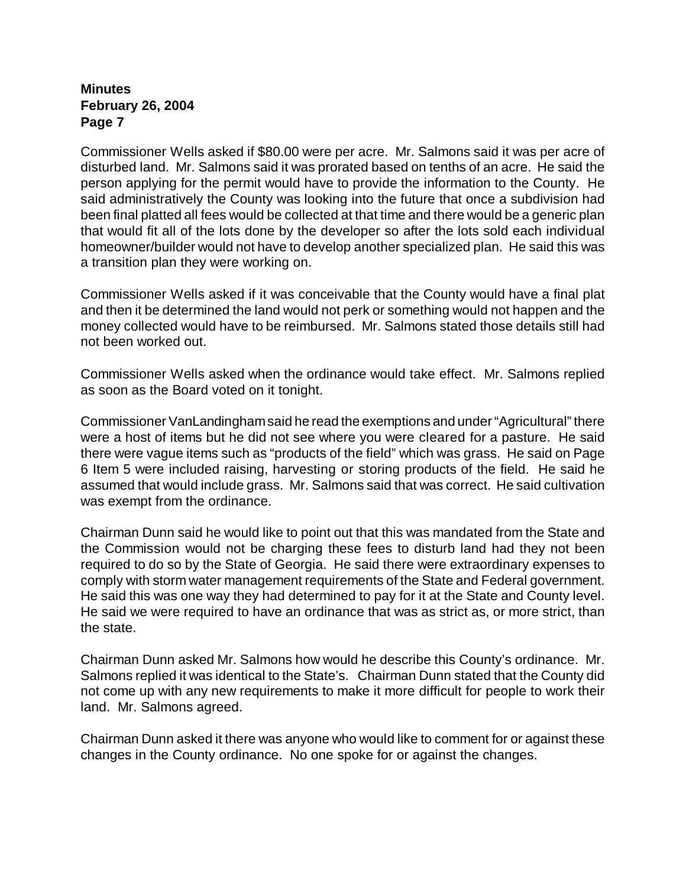Commissioner Wells asked if $80.00 were per acre. Mr. Salmons said it was per acre of disturbed land. Mr. Salmons said it was prorated based on tenths of an acre. He said the person applying for the permit would have to provide the information to the County. He said administratively the County was looking into the future that once a subdivision had been final platted all fees would be collected at that time and there would be a generic plan that would fit all of the lots done by the developer so after the lots sold each individual homeowner/builder would not have to develop another specialized plan. He said this was a transition plan they were working on.

Commissioner Wells asked if it was conceivable that the County would have a final plat and then it be determined the land would not perk or something would not happen and the money collected would have to be reimbursed. Mr. Salmons stated those details still had not been worked out.

Commissioner Wells asked when the ordinance would take effect. Mr. Salmons replied as soon as the Board voted on it tonight.

Commissioner VanLandingham said he read the exemptions and under "Agricultural" there were a host of items but he did not see where you were cleared for a pasture. He said there were vague items such as "products of the field" which was grass. He said on Page 6 Item 5 were included raising, harvesting or storing products of the field. He said he assumed that would include grass. Mr. Salmons said that was correct. He said cultivation was exempt from the ordinance.

Chairman Dunn said he would like to point out that this was mandated from the State and the Commission would not be charging these fees to disturb land had they not been required to do so by the State of Georgia. He said there were extraordinary expenses to comply with storm water management requirements of the State and Federal government. He said this was one way they had determined to pay for it at the State and County level. He said we were required to have an ordinance that was as strict as, or more strict, than the state.

Chairman Dunn asked Mr. Salmons how would he describe this County's ordinance. Mr. Salmons replied it was identical to the State's. Chairman Dunn stated that the County did not come up with any new requirements to make it more difficult for people to work their land. Mr. Salmons agreed.

Chairman Dunn asked it there was anyone who would like to comment for or against these changes in the County ordinance. No one spoke for or against the changes.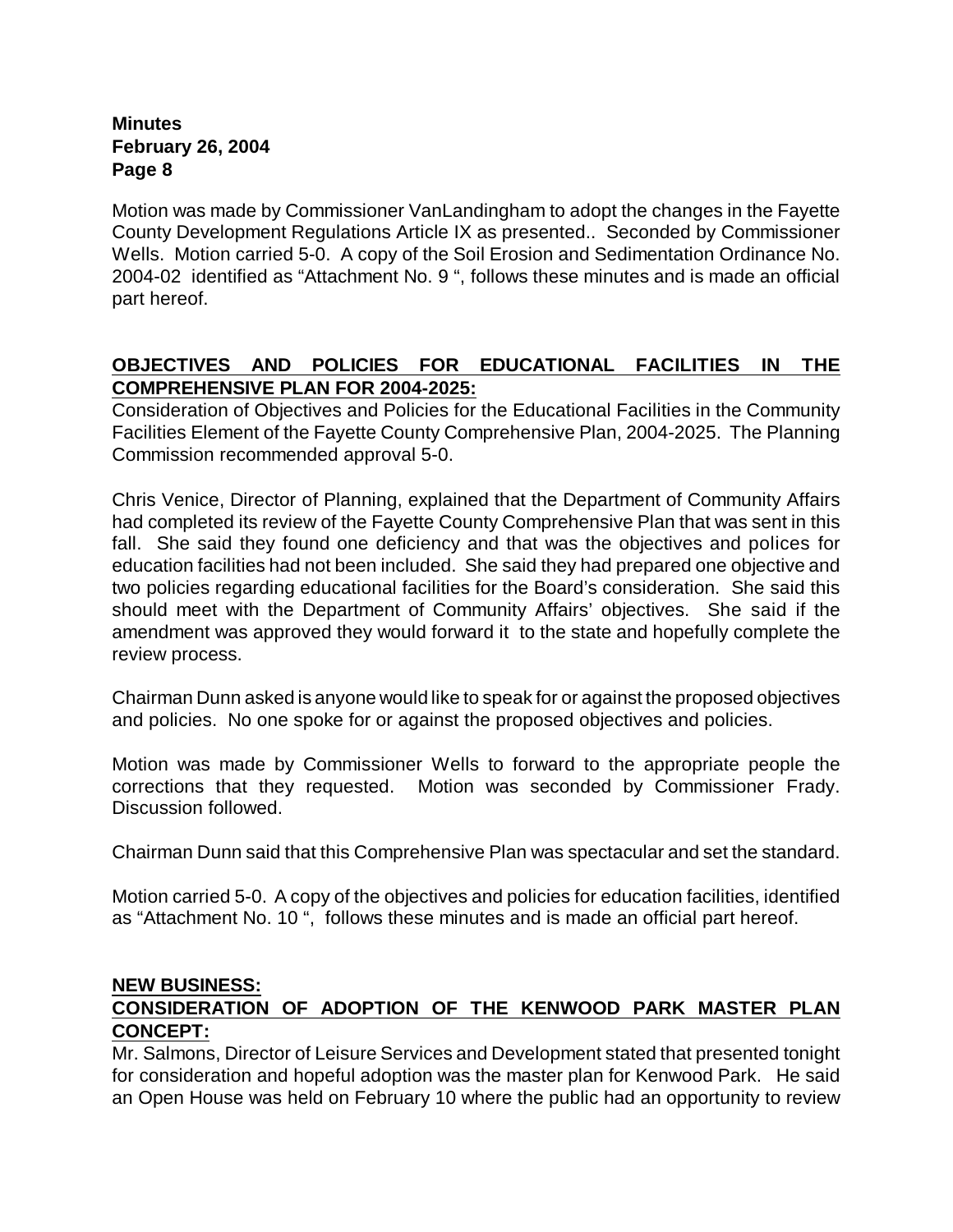Motion was made by Commissioner VanLandingham to adopt the changes in the Fayette County Development Regulations Article IX as presented.. Seconded by Commissioner Wells. Motion carried 5-0. A copy of the Soil Erosion and Sedimentation Ordinance No. 2004-02 identified as "Attachment No. 9 ", follows these minutes and is made an official part hereof.

**OBJECTIVES AND POLICIES FOR EDUCATIONAL FACILITIES IN THE COMPREHENSIVE PLAN FOR 2004-2025:**

Consideration of Objectives and Policies for the Educational Facilities in the Community Facilities Element of the Fayette County Comprehensive Plan, 2004-2025. The Planning Commission recommended approval 5-0.

Chris Venice, Director of Planning, explained that the Department of Community Affairs had completed its review of the Fayette County Comprehensive Plan that was sent in this fall. She said they found one deficiency and that was the objectives and polices for education facilities had not been included. She said they had prepared one objective and two policies regarding educational facilities for the Board's consideration. She said this should meet with the Department of Community Affairs' objectives. She said if the amendment was approved they would forward it to the state and hopefully complete the review process.

Chairman Dunn asked is anyone would like to speak for or against the proposed objectives and policies. No one spoke for or against the proposed objectives and policies.

Motion was made by Commissioner Wells to forward to the appropriate people the corrections that they requested. Motion was seconded by Commissioner Frady. Discussion followed.

Chairman Dunn said that this Comprehensive Plan was spectacular and set the standard.

Motion carried 5-0. A copy of the objectives and policies for education facilities, identified as "Attachment No. 10 ", follows these minutes and is made an official part hereof.

**NEW BUSINESS:**

**CONSIDERATION OF ADOPTION OF THE KENWOOD PARK MASTER PLAN CONCEPT:**

Mr. Salmons, Director of Leisure Services and Development stated that presented tonight for consideration and hopeful adoption was the master plan for Kenwood Park. He said an Open House was held on February 10 where the public had an opportunity to review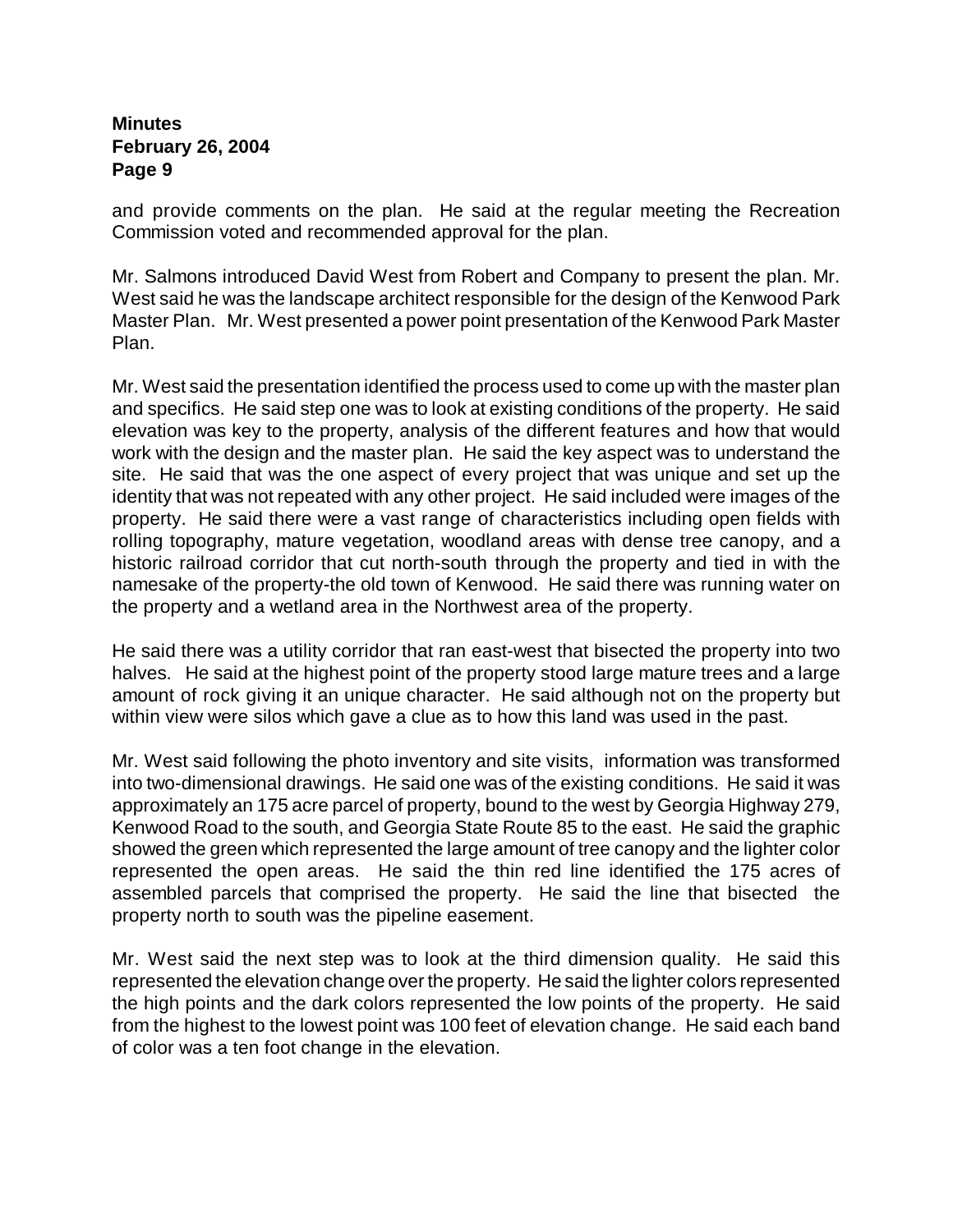and provide comments on the plan. He said at the regular meeting the Recreation Commission voted and recommended approval for the plan.

Mr. Salmons introduced David West from Robert and Company to present the plan. Mr. West said he was the landscape architect responsible for the design of the Kenwood Park Master Plan. Mr. West presented a power point presentation of the Kenwood Park Master Plan.

Mr. West said the presentation identified the process used to come up with the master plan and specifics. He said step one was to look at existing conditions of the property. He said elevation was key to the property, analysis of the different features and how that would work with the design and the master plan. He said the key aspect was to understand the site. He said that was the one aspect of every project that was unique and set up the identity that was not repeated with any other project. He said included were images of the property. He said there were a vast range of characteristics including open fields with rolling topography, mature vegetation, woodland areas with dense tree canopy, and a historic railroad corridor that cut north-south through the property and tied in with the namesake of the property-the old town of Kenwood. He said there was running water on the property and a wetland area in the Northwest area of the property.

He said there was a utility corridor that ran east-west that bisected the property into two halves. He said at the highest point of the property stood large mature trees and a large amount of rock giving it an unique character. He said although not on the property but within view were silos which gave a clue as to how this land was used in the past.

Mr. West said following the photo inventory and site visits, information was transformed into two-dimensional drawings. He said one was of the existing conditions. He said it was approximately an 175 acre parcel of property, bound to the west by Georgia Highway 279, Kenwood Road to the south, and Georgia State Route 85 to the east. He said the graphic showed the green which represented the large amount of tree canopy and the lighter color represented the open areas. He said the thin red line identified the 175 acres of assembled parcels that comprised the property. He said the line that bisected the property north to south was the pipeline easement.

Mr. West said the next step was to look at the third dimension quality. He said this represented the elevation change over the property. He said the lighter colors represented the high points and the dark colors represented the low points of the property. He said from the highest to the lowest point was 100 feet of elevation change. He said each band of color was a ten foot change in the elevation.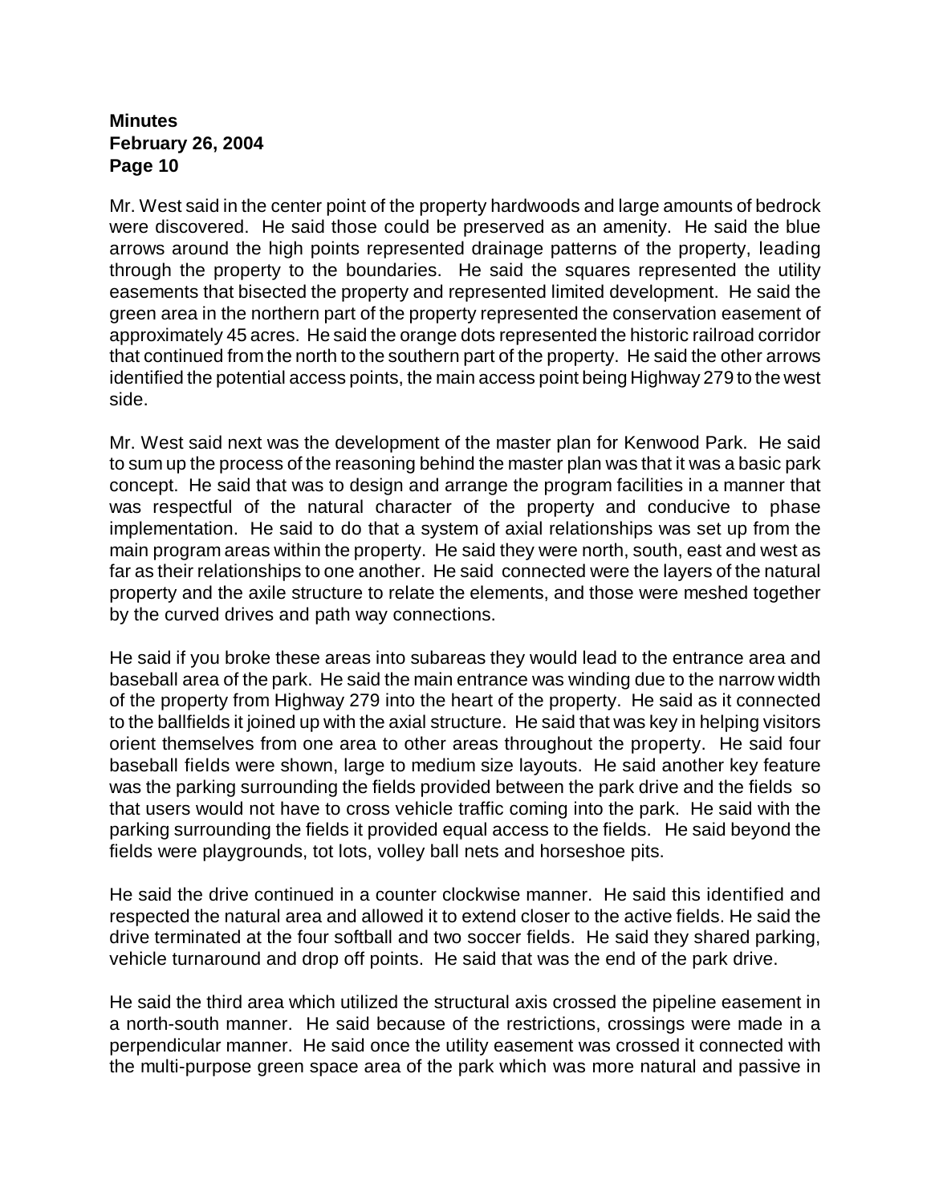Mr. West said in the center point of the property hardwoods and large amounts of bedrock were discovered. He said those could be preserved as an amenity. He said the blue arrows around the high points represented drainage patterns of the property, leading through the property to the boundaries. He said the squares represented the utility easements that bisected the property and represented limited development. He said the green area in the northern part of the property represented the conservation easement of approximately 45 acres. He said the orange dots represented the historic railroad corridor that continued from the north to the southern part of the property. He said the other arrows identified the potential access points, the main access point being Highway 279 to the west side.

Mr. West said next was the development of the master plan for Kenwood Park. He said to sum up the process of the reasoning behind the master plan was that it was a basic park concept. He said that was to design and arrange the program facilities in a manner that was respectful of the natural character of the property and conducive to phase implementation. He said to do that a system of axial relationships was set up from the main program areas within the property. He said they were north, south, east and west as far as their relationships to one another. He said connected were the layers of the natural property and the axile structure to relate the elements, and those were meshed together by the curved drives and path way connections.

He said if you broke these areas into subareas they would lead to the entrance area and baseball area of the park. He said the main entrance was winding due to the narrow width of the property from Highway 279 into the heart of the property. He said as it connected to the ballfields it joined up with the axial structure. He said that was key in helping visitors orient themselves from one area to other areas throughout the property. He said four baseball fields were shown, large to medium size layouts. He said another key feature was the parking surrounding the fields provided between the park drive and the fields so that users would not have to cross vehicle traffic coming into the park. He said with the parking surrounding the fields it provided equal access to the fields. He said beyond the fields were playgrounds, tot lots, volley ball nets and horseshoe pits.

He said the drive continued in a counter clockwise manner. He said this identified and respected the natural area and allowed it to extend closer to the active fields. He said the drive terminated at the four softball and two soccer fields. He said they shared parking, vehicle turnaround and drop off points. He said that was the end of the park drive.

He said the third area which utilized the structural axis crossed the pipeline easement in a north-south manner. He said because of the restrictions, crossings were made in a perpendicular manner. He said once the utility easement was crossed it connected with the multi-purpose green space area of the park which was more natural and passive in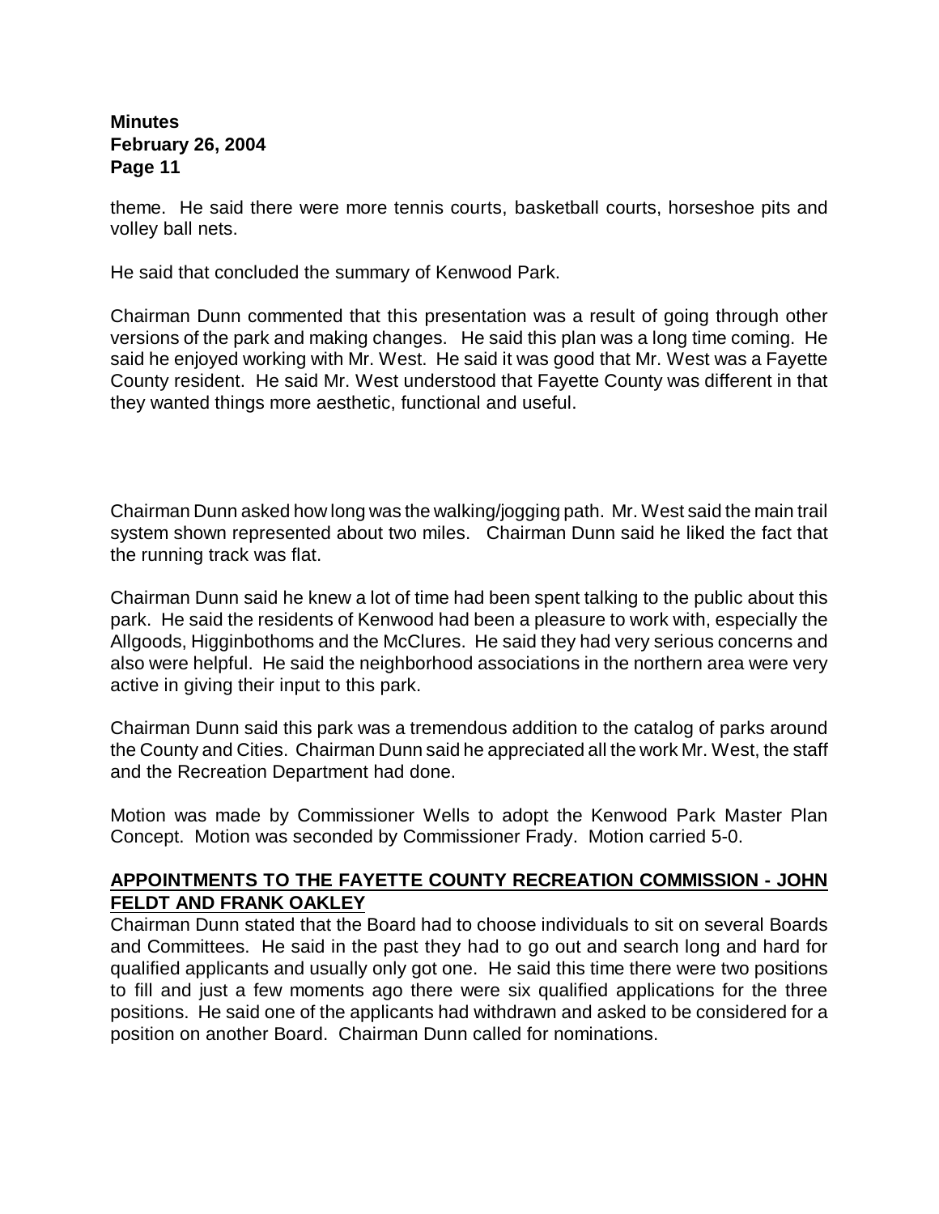theme. He said there were more tennis courts, basketball courts, horseshoe pits and volley ball nets.

He said that concluded the summary of Kenwood Park.

Chairman Dunn commented that this presentation was a result of going through other versions of the park and making changes. He said this plan was a long time coming. He said he enjoyed working with Mr. West. He said it was good that Mr. West was a Fayette County resident. He said Mr. West understood that Fayette County was different in that they wanted things more aesthetic, functional and useful.

Chairman Dunn asked how long was the walking/jogging path. Mr. West said the main trail system shown represented about two miles. Chairman Dunn said he liked the fact that the running track was flat.

Chairman Dunn said he knew a lot of time had been spent talking to the public about this park. He said the residents of Kenwood had been a pleasure to work with, especially the Allgoods, Higginbothoms and the McClures. He said they had very serious concerns and also were helpful. He said the neighborhood associations in the northern area were very active in giving their input to this park.

Chairman Dunn said this park was a tremendous addition to the catalog of parks around the County and Cities. Chairman Dunn said he appreciated all the work Mr. West, the staff and the Recreation Department had done.

Motion was made by Commissioner Wells to adopt the Kenwood Park Master Plan Concept. Motion was seconded by Commissioner Frady. Motion carried 5-0.

**APPOINTMENTS TO THE FAYETTE COUNTY RECREATION COMMISSION - JOHN FELDT AND FRANK OAKLEY**

Chairman Dunn stated that the Board had to choose individuals to sit on several Boards and Committees. He said in the past they had to go out and search long and hard for qualified applicants and usually only got one. He said this time there were two positions to fill and just a few moments ago there were six qualified applications for the three positions. He said one of the applicants had withdrawn and asked to be considered for a position on another Board. Chairman Dunn called for nominations.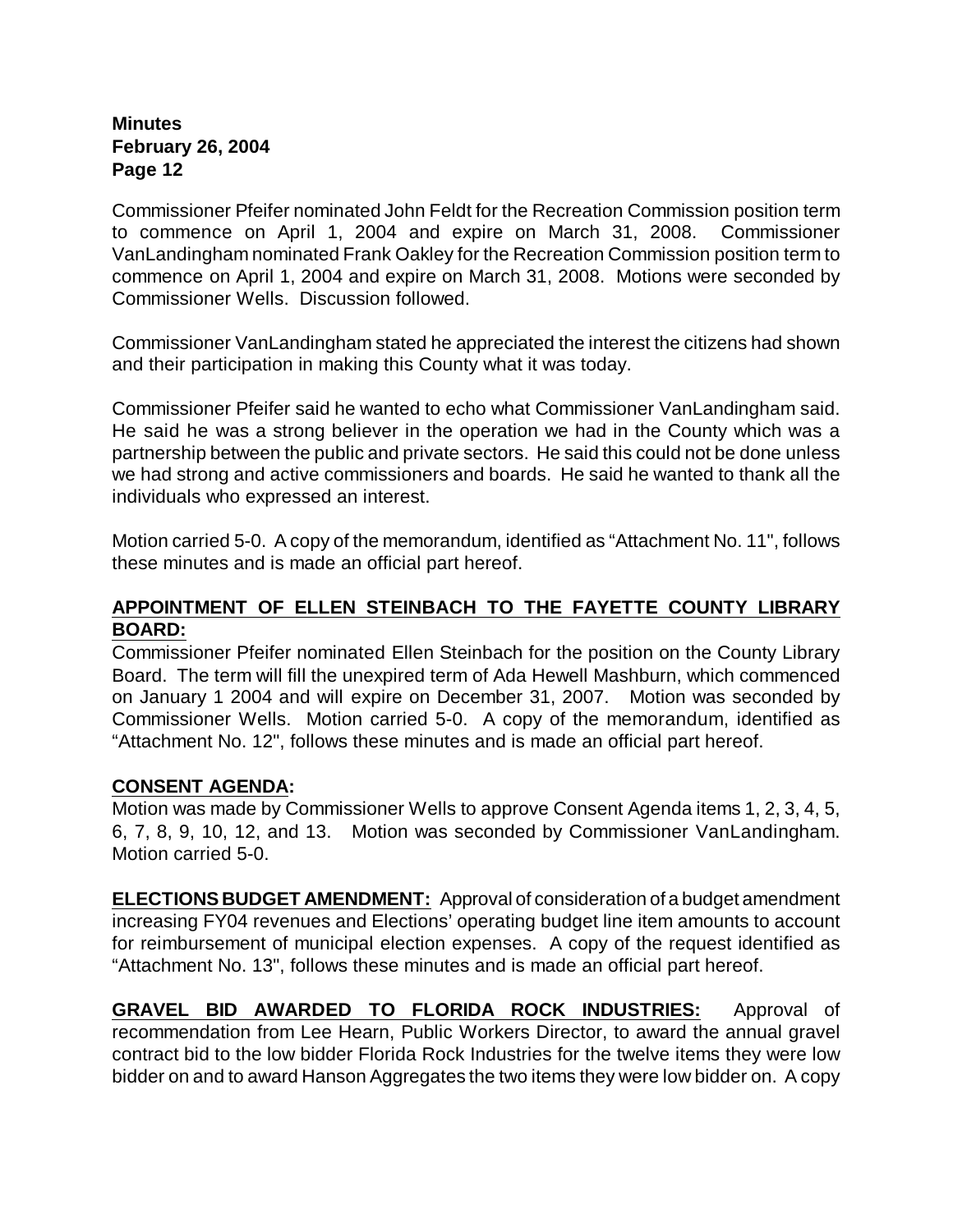Commissioner Pfeifer nominated John Feldt for the Recreation Commission position term to commence on April 1, 2004 and expire on March 31, 2008. Commissioner VanLandingham nominated Frank Oakley for the Recreation Commission position term to commence on April 1, 2004 and expire on March 31, 2008. Motions were seconded by Commissioner Wells. Discussion followed.

Commissioner VanLandingham stated he appreciated the interest the citizens had shown and their participation in making this County what it was today.

Commissioner Pfeifer said he wanted to echo what Commissioner VanLandingham said. He said he was a strong believer in the operation we had in the County which was a partnership between the public and private sectors. He said this could not be done unless we had strong and active commissioners and boards. He said he wanted to thank all the individuals who expressed an interest.

Motion carried 5-0. A copy of the memorandum, identified as "Attachment No. 11", follows these minutes and is made an official part hereof.

**APPOINTMENT OF ELLEN STEINBACH TO THE FAYETTE COUNTY LIBRARY BOARD:**
Commissioner Pfeifer nominated Ellen Steinbach for the position on the County Library Board. The term will fill the unexpired term of Ada Hewell Mashburn, which commenced on January 1 2004 and will expire on December 31, 2007. Motion was seconded by Commissioner Wells. Motion carried 5-0. A copy of the memorandum, identified as "Attachment No. 12", follows these minutes and is made an official part hereof.

**CONSENT AGENDA:**
Motion was made by Commissioner Wells to approve Consent Agenda items 1, 2, 3, 4, 5, 6, 7, 8, 9, 10, 12, and 13. Motion was seconded by Commissioner VanLandingham. Motion carried 5-0.

**ELECTIONS BUDGET AMENDMENT:** Approval of consideration of a budget amendment increasing FY04 revenues and Elections' operating budget line item amounts to account for reimbursement of municipal election expenses. A copy of the request identified as "Attachment No. 13", follows these minutes and is made an official part hereof.

**GRAVEL BID AWARDED TO FLORIDA ROCK INDUSTRIES:** Approval of recommendation from Lee Hearn, Public Workers Director, to award the annual gravel contract bid to the low bidder Florida Rock Industries for the twelve items they were low bidder on and to award Hanson Aggregates the two items they were low bidder on. A copy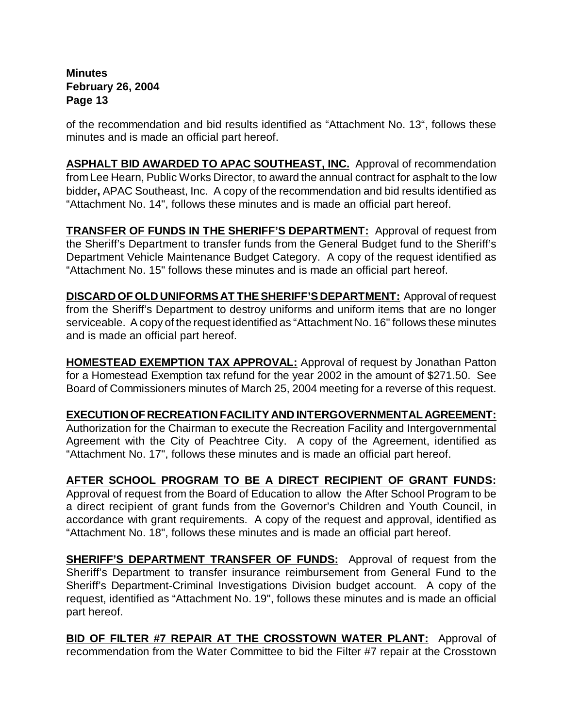of the recommendation and bid results identified as "Attachment No. 13", follows these minutes and is made an official part hereof.

**ASPHALT BID AWARDED TO APAC SOUTHEAST, INC.** Approval of recommendation from Lee Hearn, Public Works Director, to award the annual contract for asphalt to the low bidder**,** APAC Southeast, Inc. A copy of the recommendation and bid results identified as "Attachment No. 14", follows these minutes and is made an official part hereof.

**TRANSFER OF FUNDS IN THE SHERIFF'S DEPARTMENT:** Approval of request from the Sheriff's Department to transfer funds from the General Budget fund to the Sheriff's Department Vehicle Maintenance Budget Category. A copy of the request identified as "Attachment No. 15" follows these minutes and is made an official part hereof.

**DISCARD OF OLD UNIFORMS AT THE SHERIFF'S DEPARTMENT:** Approval of request from the Sheriff's Department to destroy uniforms and uniform items that are no longer serviceable. A copy of the request identified as "Attachment No. 16" follows these minutes and is made an official part hereof.

**HOMESTEAD EXEMPTION TAX APPROVAL:** Approval of request by Jonathan Patton for a Homestead Exemption tax refund for the year 2002 in the amount of $271.50. See Board of Commissioners minutes of March 25, 2004 meeting for a reverse of this request.

**EXECUTION OF RECREATION FACILITY AND INTERGOVERNMENTAL AGREEMENT:** Authorization for the Chairman to execute the Recreation Facility and Intergovernmental Agreement with the City of Peachtree City. A copy of the Agreement, identified as "Attachment No. 17", follows these minutes and is made an official part hereof.

**AFTER SCHOOL PROGRAM TO BE A DIRECT RECIPIENT OF GRANT FUNDS:** Approval of request from the Board of Education to allow the After School Program to be a direct recipient of grant funds from the Governor's Children and Youth Council, in accordance with grant requirements. A copy of the request and approval, identified as "Attachment No. 18", follows these minutes and is made an official part hereof.

**SHERIFF'S DEPARTMENT TRANSFER OF FUNDS:** Approval of request from the Sheriff's Department to transfer insurance reimbursement from General Fund to the Sheriff's Department-Criminal Investigations Division budget account. A copy of the request, identified as "Attachment No. 19", follows these minutes and is made an official part hereof.

**BID OF FILTER #7 REPAIR AT THE CROSSTOWN WATER PLANT:** Approval of recommendation from the Water Committee to bid the Filter #7 repair at the Crosstown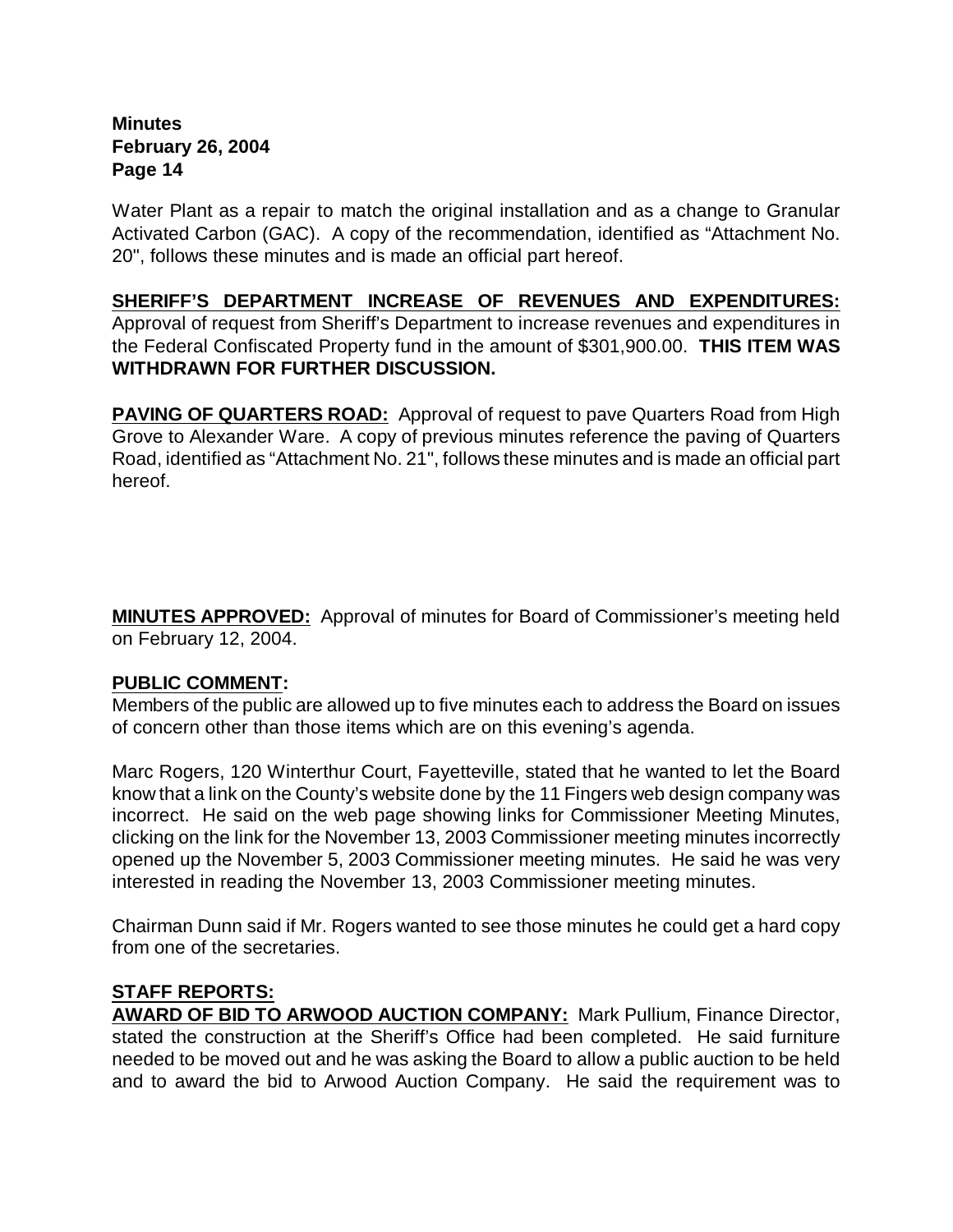Water Plant as a repair to match the original installation and as a change to Granular Activated Carbon (GAC). A copy of the recommendation, identified as "Attachment No. 20", follows these minutes and is made an official part hereof.

**SHERIFF'S DEPARTMENT INCREASE OF REVENUES AND EXPENDITURES:** Approval of request from Sheriff's Department to increase revenues and expenditures in the Federal Confiscated Property fund in the amount of $301,900.00. **THIS ITEM WAS WITHDRAWN FOR FURTHER DISCUSSION.**

**PAVING OF QUARTERS ROAD:** Approval of request to pave Quarters Road from High Grove to Alexander Ware. A copy of previous minutes reference the paving of Quarters Road, identified as "Attachment No. 21", follows these minutes and is made an official part hereof.

**MINUTES APPROVED:** Approval of minutes for Board of Commissioner's meeting held on February 12, 2004.

**PUBLIC COMMENT:**

Members of the public are allowed up to five minutes each to address the Board on issues of concern other than those items which are on this evening's agenda.

Marc Rogers, 120 Winterthur Court, Fayetteville, stated that he wanted to let the Board know that a link on the County's website done by the 11 Fingers web design company was incorrect. He said on the web page showing links for Commissioner Meeting Minutes, clicking on the link for the November 13, 2003 Commissioner meeting minutes incorrectly opened up the November 5, 2003 Commissioner meeting minutes. He said he was very interested in reading the November 13, 2003 Commissioner meeting minutes.

Chairman Dunn said if Mr. Rogers wanted to see those minutes he could get a hard copy from one of the secretaries.

**STAFF REPORTS:**

**AWARD OF BID TO ARWOOD AUCTION COMPANY:** Mark Pullium, Finance Director, stated the construction at the Sheriff's Office had been completed. He said furniture needed to be moved out and he was asking the Board to allow a public auction to be held and to award the bid to Arwood Auction Company. He said the requirement was to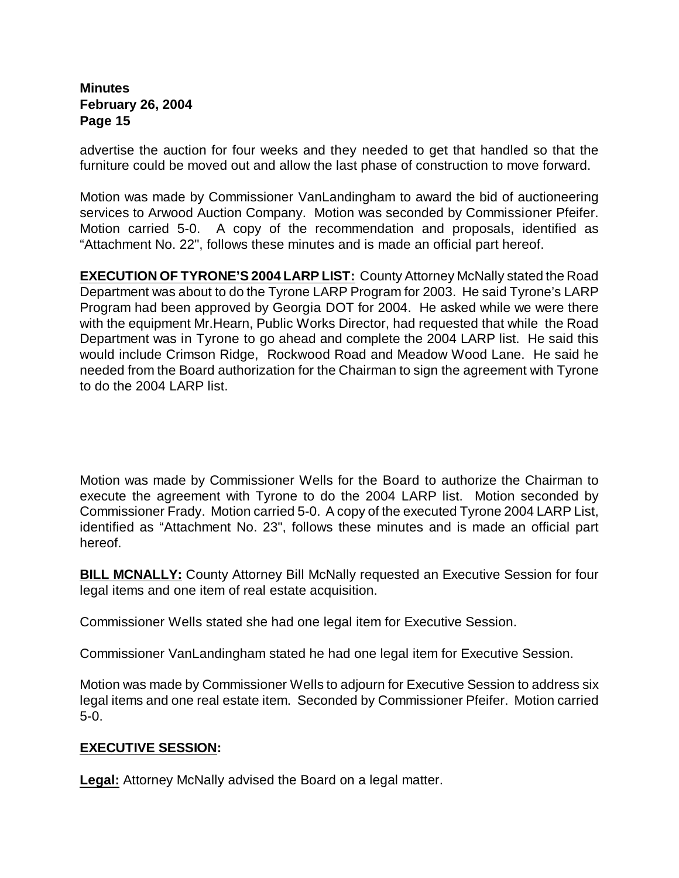advertise the auction for four weeks and they needed to get that handled so that the furniture could be moved out and allow the last phase of construction to move forward.

Motion was made by Commissioner VanLandingham to award the bid of auctioneering services to Arwood Auction Company. Motion was seconded by Commissioner Pfeifer. Motion carried 5-0. A copy of the recommendation and proposals, identified as "Attachment No. 22", follows these minutes and is made an official part hereof.

**EXECUTION OF TYRONE'S 2004 LARP LIST:** County Attorney McNally stated the Road Department was about to do the Tyrone LARP Program for 2003. He said Tyrone's LARP Program had been approved by Georgia DOT for 2004. He asked while we were there with the equipment Mr.Hearn, Public Works Director, had requested that while the Road Department was in Tyrone to go ahead and complete the 2004 LARP list. He said this would include Crimson Ridge, Rockwood Road and Meadow Wood Lane. He said he needed from the Board authorization for the Chairman to sign the agreement with Tyrone to do the 2004 LARP list.

Motion was made by Commissioner Wells for the Board to authorize the Chairman to execute the agreement with Tyrone to do the 2004 LARP list. Motion seconded by Commissioner Frady. Motion carried 5-0. A copy of the executed Tyrone 2004 LARP List, identified as "Attachment No. 23", follows these minutes and is made an official part hereof.

**BILL MCNALLY:** County Attorney Bill McNally requested an Executive Session for four legal items and one item of real estate acquisition.

Commissioner Wells stated she had one legal item for Executive Session.

Commissioner VanLandingham stated he had one legal item for Executive Session.

Motion was made by Commissioner Wells to adjourn for Executive Session to address six legal items and one real estate item. Seconded by Commissioner Pfeifer. Motion carried 5-0.

**EXECUTIVE SESSION:**

**Legal:** Attorney McNally advised the Board on a legal matter.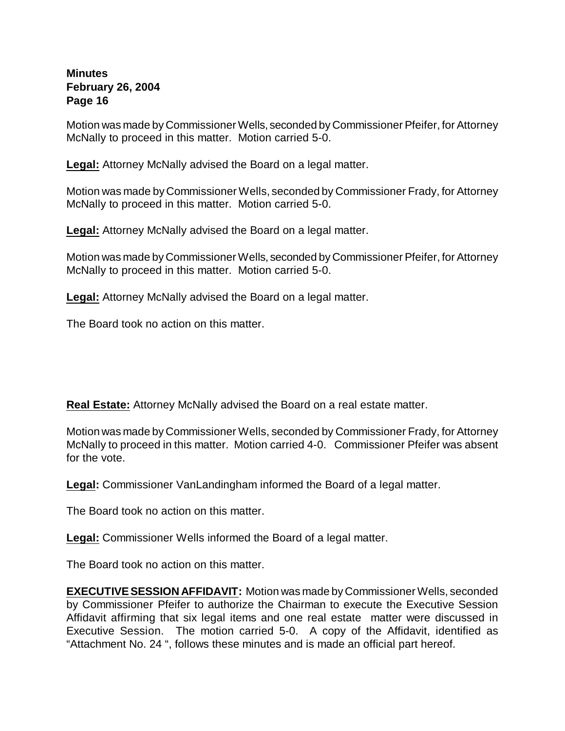Motion was made by Commissioner Wells, seconded by Commissioner Pfeifer, for Attorney McNally to proceed in this matter. Motion carried 5-0.

**Legal:** Attorney McNally advised the Board on a legal matter.

Motion was made by Commissioner Wells, seconded by Commissioner Frady, for Attorney McNally to proceed in this matter. Motion carried 5-0.

**Legal:** Attorney McNally advised the Board on a legal matter.

Motion was made by Commissioner Wells, seconded by Commissioner Pfeifer, for Attorney McNally to proceed in this matter. Motion carried 5-0.

**Legal:** Attorney McNally advised the Board on a legal matter.

The Board took no action on this matter.

**Real Estate:** Attorney McNally advised the Board on a real estate matter.

Motion was made by Commissioner Wells, seconded by Commissioner Frady, for Attorney McNally to proceed in this matter. Motion carried 4-0. Commissioner Pfeifer was absent for the vote.

**Legal:** Commissioner VanLandingham informed the Board of a legal matter.

The Board took no action on this matter.

**Legal:** Commissioner Wells informed the Board of a legal matter.

The Board took no action on this matter.

**EXECUTIVE SESSION AFFIDAVIT:** Motion was made by Commissioner Wells, seconded by Commissioner Pfeifer to authorize the Chairman to execute the Executive Session Affidavit affirming that six legal items and one real estate matter were discussed in Executive Session. The motion carried 5-0. A copy of the Affidavit, identified as "Attachment No. 24 ", follows these minutes and is made an official part hereof.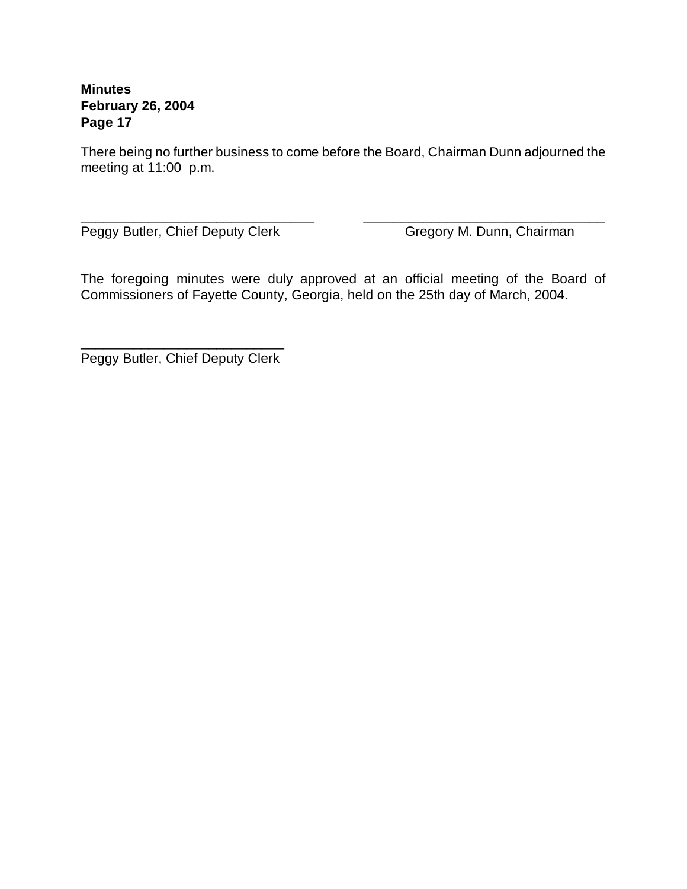There being no further business to come before the Board, Chairman Dunn adjourned the meeting at 11:00 p.m.

\_\_\_\_\_\_\_\_\_\_\_\_\_\_\_\_\_\_\_\_\_\_\_\_\_\_\_\_\_\_\_ \_\_\_\_\_\_\_\_\_\_\_\_\_\_\_\_\_\_\_\_\_\_\_\_\_\_\_\_\_\_\_\_

Peggy Butler, Chief Deputy Clerk          Gregory M. Dunn, Chairman

The foregoing minutes were duly approved at an official meeting of the Board of Commissioners of Fayette County, Georgia, held on the 25th day of March, 2004.

\_\_\_\_\_\_\_\_\_\_\_\_\_\_\_\_\_\_\_\_\_\_\_\_\_\_\_

Peggy Butler, Chief Deputy Clerk